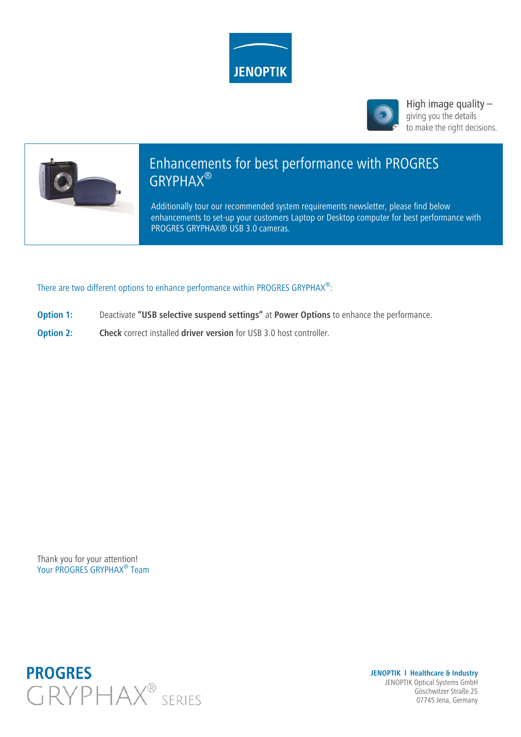JENOPTIK

High image quality – giving you the details to make the right decisions.

# Enhancements for best performance with PROGRES GRYPHAX®

Additionally tour our recommended system requirements newsletter, please find below enhancements to set-up your customers Laptop or Desktop computer for best performance with PROGRES GRYPHAX® USB 3.0 cameras.

There are two different options to enhance performance within PROGRES GRYPHAX®:

**Option 1:** Deactivate **"USB selective suspend settings"** at **Power Options** to enhance the performance.

**Option 2:** **Check** correct installed **driver version** for USB 3.0 host controller.

Thank you for your attention!
Your PROGRES GRYPHAX® Team

**PROGRES**
GRYPHAX® SERIES

**JENOPTIK | Healthcare & Industry**
JENOPTIK Optical Systems GmbH
Göschwitzer Straße 25
07745 Jena, Germany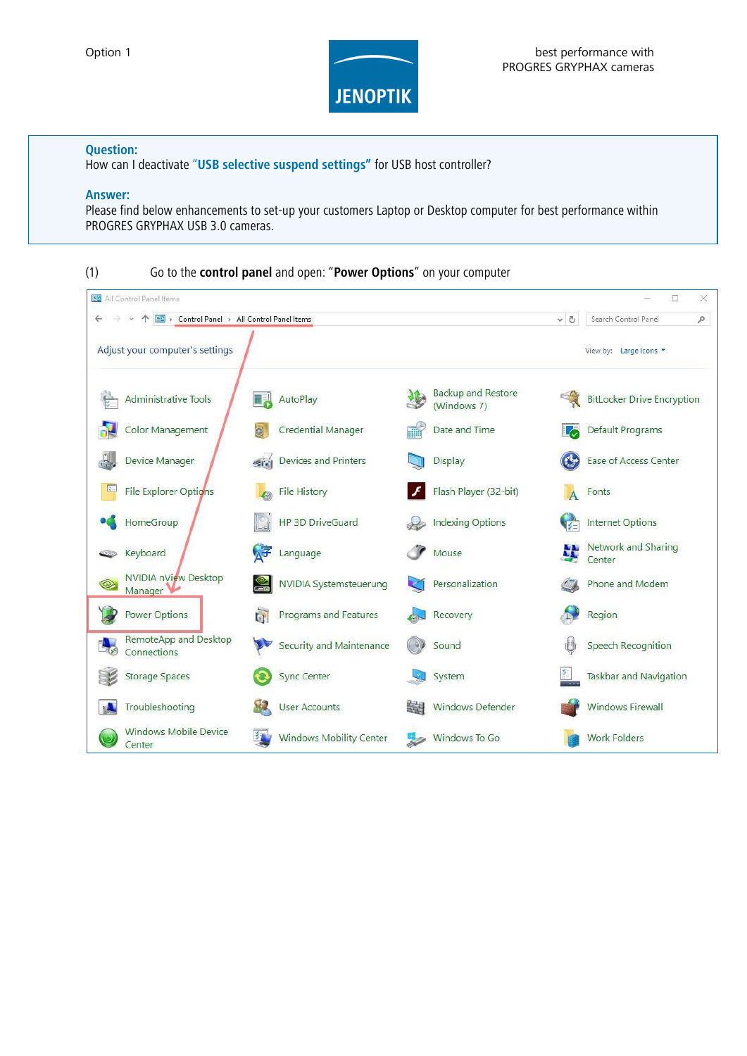Option 1

best performance with PROGRES GRYPHAX cameras

**Question:**
How can I deactivate **"USB selective suspend settings"** for USB host controller?

**Answer:**
Please find below enhancements to set-up your customers Laptop or Desktop computer for best performance within PROGRES GRYPHAX USB 3.0 cameras.

(1) Go to the **control panel** and open: "**Power Options**" on your computer

All Control Panel Items

Control Panel › All Control Panel Items

Search Control Panel

Adjust your computer's settings

View by: Large icons

| | | | |
|---|---|---|---|
| Administrative Tools | AutoPlay | Backup and Restore (Windows 7) | BitLocker Drive Encryption |
| Color Management | Credential Manager | Date and Time | Default Programs |
| Device Manager | Devices and Printers | Display | Ease of Access Center |
| File Explorer Options | File History | Flash Player (32-bit) | Fonts |
| HomeGroup | HP 3D DriveGuard | Indexing Options | Internet Options |
| Keyboard | Language | Mouse | Network and Sharing Center |
| NVIDIA nView Desktop Manager | NVIDIA Systemsteuerung | Personalization | Phone and Modem |
| Power Options | Programs and Features | Recovery | Region |
| RemoteApp and Desktop Connections | Security and Maintenance | Sound | Speech Recognition |
| Storage Spaces | Sync Center | System | Taskbar and Navigation |
| Troubleshooting | User Accounts | Windows Defender | Windows Firewall |
| Windows Mobile Device Center | Windows Mobility Center | Windows To Go | Work Folders |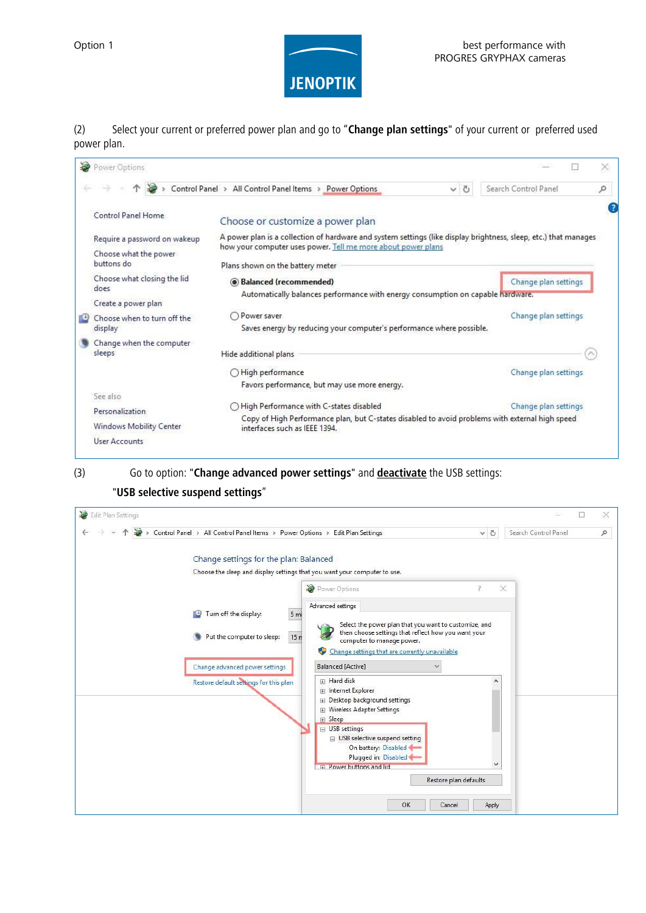(2) Select your current or preferred power plan and go to "**Change plan settings**" of your current or preferred used power plan.

(3) Go to option: "**Change advanced power settings**" and **<u>deactivate</u>** the USB settings:

"**USB selective suspend settings**"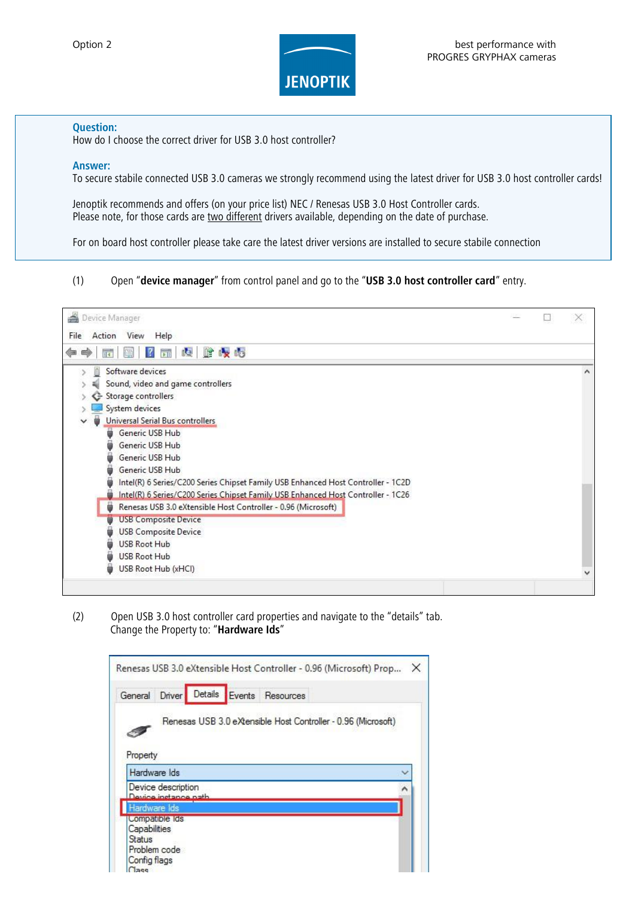Option 2

best performance with
PROGRES GRYPHAX cameras

**Question:**
How do I choose the correct driver for USB 3.0 host controller?

**Answer:**
To secure stabile connected USB 3.0 cameras we strongly recommend using the latest driver for USB 3.0 host controller cards!

Jenoptik recommends and offers (on your price list) NEC / Renesas USB 3.0 Host Controller cards.
Please note, for those cards are two different drivers available, depending on the date of purchase.

For on board host controller please take care the latest driver versions are installed to secure stabile connection

(1) Open "**device manager**" from control panel and go to the "**USB 3.0 host controller card**" entry.

(2) Open USB 3.0 host controller card properties and navigate to the "details" tab.
Change the Property to: "**Hardware Ids**"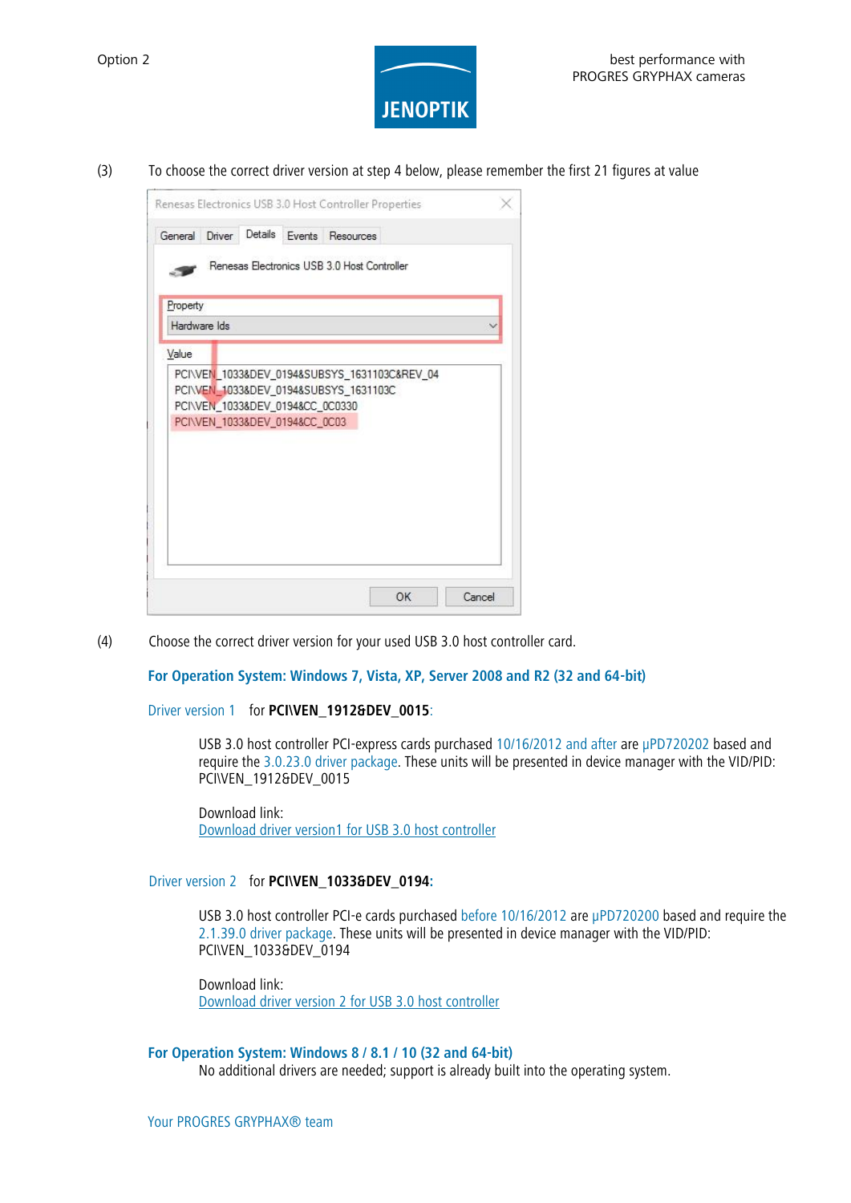(3) To choose the correct driver version at step 4 below, please remember the first 21 figures at value

Renesas Electronics USB 3.0 Host Controller Properties

General Driver Details Events Resources

Renesas Electronics USB 3.0 Host Controller

Property

Hardware Ids

Value

PCI\VEN_1033&DEV_0194&SUBSYS_1631103C&REV_04
PCI\VEN_1033&DEV_0194&SUBSYS_1631103C
PCI\VEN_1033&DEV_0194&CC_0C0330
PCI\VEN_1033&DEV_0194&CC_0C03

OK Cancel

(4) Choose the correct driver version for your used USB 3.0 host controller card.

**For Operation System: Windows 7, Vista, XP, Server 2008 and R2 (32 and 64-bit)**

Driver version 1 for **PCI\VEN_1912&DEV_0015**:

USB 3.0 host controller PCI-express cards purchased 10/16/2012 and after are µPD720202 based and require the 3.0.23.0 driver package. These units will be presented in device manager with the VID/PID: PCI\VEN_1912&DEV_0015

Download link:
Download driver version1 for USB 3.0 host controller

Driver version 2 for **PCI\VEN_1033&DEV_0194**:

USB 3.0 host controller PCI-e cards purchased before 10/16/2012 are µPD720200 based and require the 2.1.39.0 driver package. These units will be presented in device manager with the VID/PID: PCI\VEN_1033&DEV_0194

Download link:
Download driver version 2 for USB 3.0 host controller

**For Operation System: Windows 8 / 8.1 / 10 (32 and 64-bit)**

No additional drivers are needed; support is already built into the operating system.

Your PROGRES GRYPHAX® team